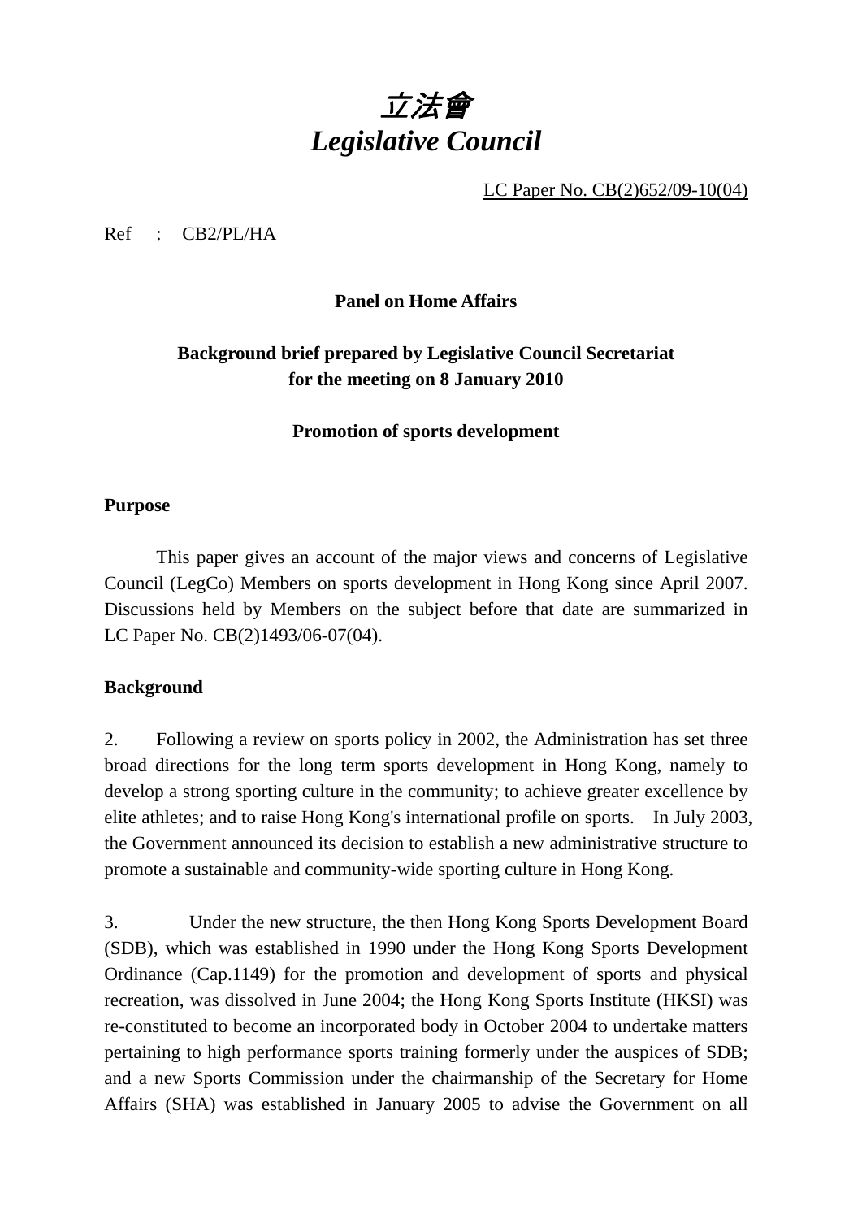# *立法會*
# *Legislative Council*

LC Paper No. CB(2)652/09-10(04)

Ref : CB2/PL/HA

**Panel on Home Affairs**

**Background brief prepared by Legislative Council Secretariat for the meeting on 8 January 2010**

**Promotion of sports development**

## Purpose

This paper gives an account of the major views and concerns of Legislative Council (LegCo) Members on sports development in Hong Kong since April 2007. Discussions held by Members on the subject before that date are summarized in LC Paper No. CB(2)1493/06-07(04).

## Background

2. Following a review on sports policy in 2002, the Administration has set three broad directions for the long term sports development in Hong Kong, namely to develop a strong sporting culture in the community; to achieve greater excellence by elite athletes; and to raise Hong Kong's international profile on sports. In July 2003, the Government announced its decision to establish a new administrative structure to promote a sustainable and community-wide sporting culture in Hong Kong.

3. Under the new structure, the then Hong Kong Sports Development Board (SDB), which was established in 1990 under the Hong Kong Sports Development Ordinance (Cap.1149) for the promotion and development of sports and physical recreation, was dissolved in June 2004; the Hong Kong Sports Institute (HKSI) was re-constituted to become an incorporated body in October 2004 to undertake matters pertaining to high performance sports training formerly under the auspices of SDB; and a new Sports Commission under the chairmanship of the Secretary for Home Affairs (SHA) was established in January 2005 to advise the Government on all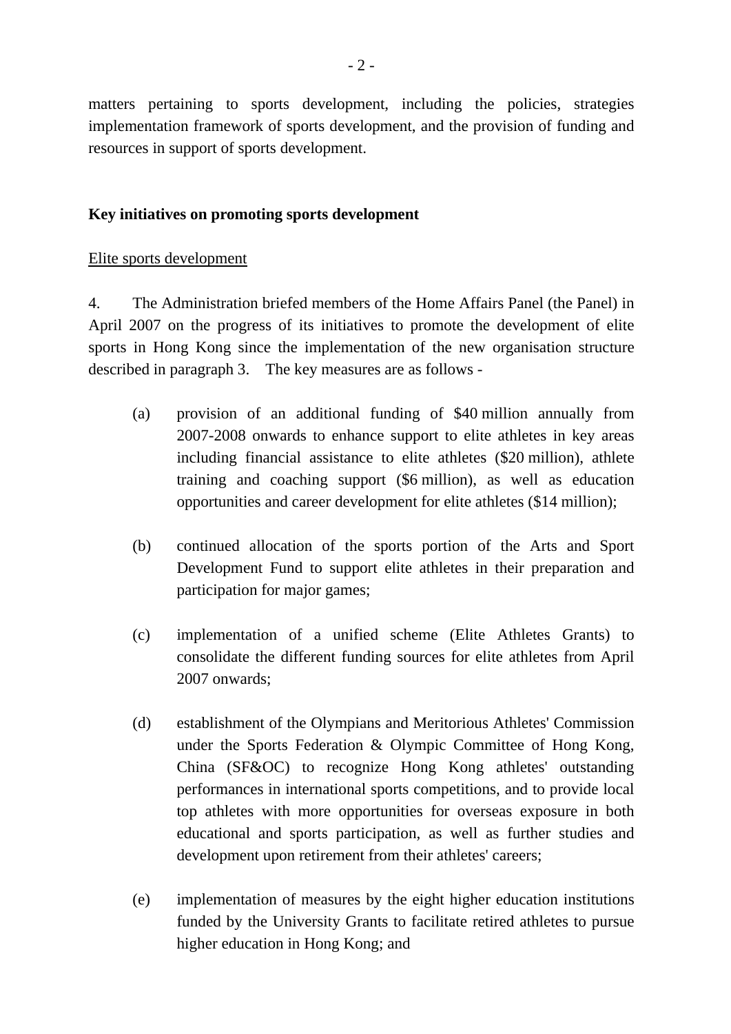matters pertaining to sports development, including the policies, strategies implementation framework of sports development, and the provision of funding and resources in support of sports development.

**Key initiatives on promoting sports development**

Elite sports development

4. The Administration briefed members of the Home Affairs Panel (the Panel) in April 2007 on the progress of its initiatives to promote the development of elite sports in Hong Kong since the implementation of the new organisation structure described in paragraph 3. The key measures are as follows -

(a) provision of an additional funding of $40 million annually from 2007-2008 onwards to enhance support to elite athletes in key areas including financial assistance to elite athletes ($20 million), athlete training and coaching support ($6 million), as well as education opportunities and career development for elite athletes ($14 million);

(b) continued allocation of the sports portion of the Arts and Sport Development Fund to support elite athletes in their preparation and participation for major games;

(c) implementation of a unified scheme (Elite Athletes Grants) to consolidate the different funding sources for elite athletes from April 2007 onwards;

(d) establishment of the Olympians and Meritorious Athletes' Commission under the Sports Federation & Olympic Committee of Hong Kong, China (SF&OC) to recognize Hong Kong athletes' outstanding performances in international sports competitions, and to provide local top athletes with more opportunities for overseas exposure in both educational and sports participation, as well as further studies and development upon retirement from their athletes' careers;

(e) implementation of measures by the eight higher education institutions funded by the University Grants to facilitate retired athletes to pursue higher education in Hong Kong; and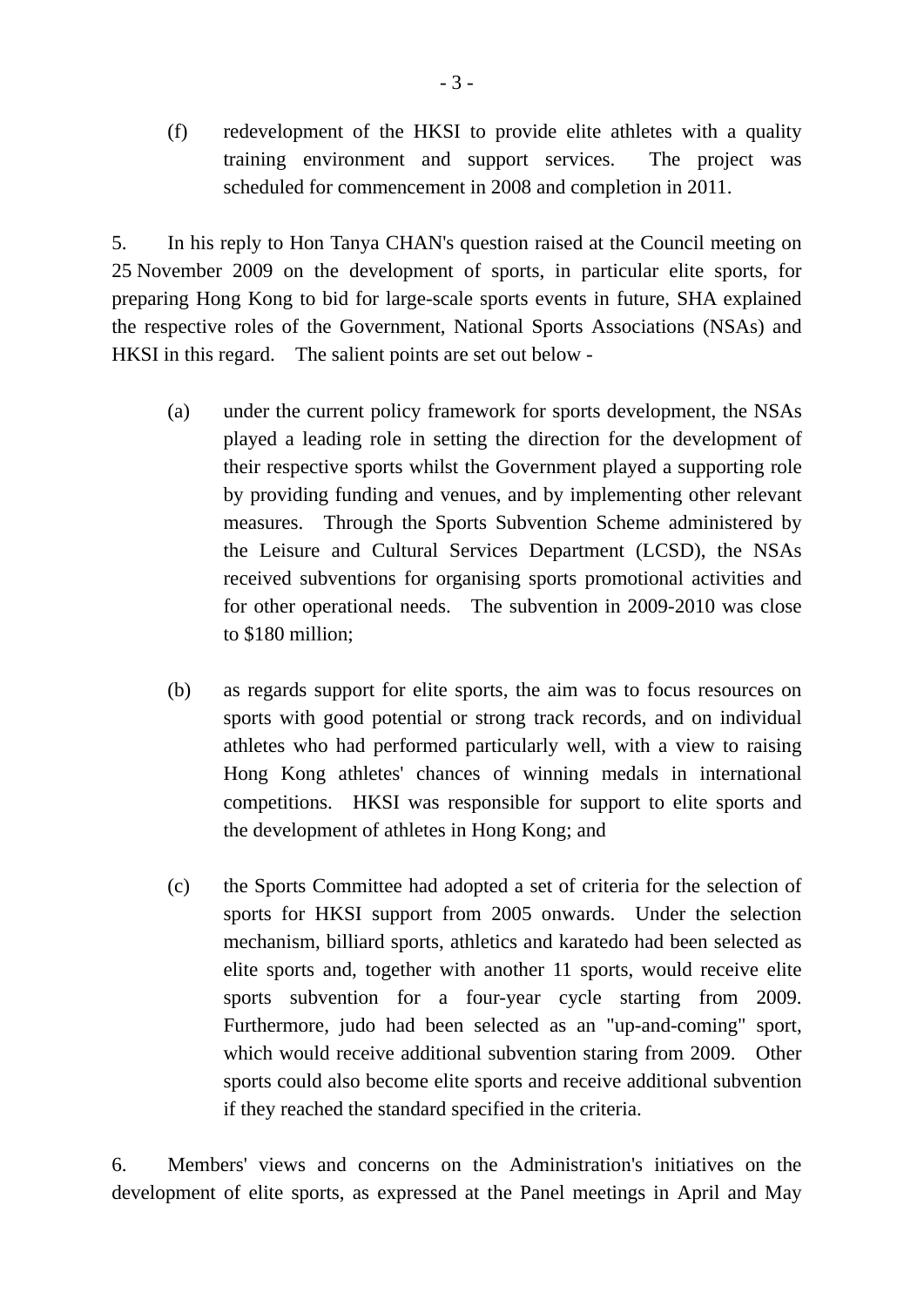(f) redevelopment of the HKSI to provide elite athletes with a quality training environment and support services. The project was scheduled for commencement in 2008 and completion in 2011.

5. In his reply to Hon Tanya CHAN's question raised at the Council meeting on 25 November 2009 on the development of sports, in particular elite sports, for preparing Hong Kong to bid for large-scale sports events in future, SHA explained the respective roles of the Government, National Sports Associations (NSAs) and HKSI in this regard. The salient points are set out below -

(a) under the current policy framework for sports development, the NSAs played a leading role in setting the direction for the development of their respective sports whilst the Government played a supporting role by providing funding and venues, and by implementing other relevant measures. Through the Sports Subvention Scheme administered by the Leisure and Cultural Services Department (LCSD), the NSAs received subventions for organising sports promotional activities and for other operational needs. The subvention in 2009-2010 was close to $180 million;

(b) as regards support for elite sports, the aim was to focus resources on sports with good potential or strong track records, and on individual athletes who had performed particularly well, with a view to raising Hong Kong athletes' chances of winning medals in international competitions. HKSI was responsible for support to elite sports and the development of athletes in Hong Kong; and

(c) the Sports Committee had adopted a set of criteria for the selection of sports for HKSI support from 2005 onwards. Under the selection mechanism, billiard sports, athletics and karatedo had been selected as elite sports and, together with another 11 sports, would receive elite sports subvention for a four-year cycle starting from 2009. Furthermore, judo had been selected as an "up-and-coming" sport, which would receive additional subvention staring from 2009. Other sports could also become elite sports and receive additional subvention if they reached the standard specified in the criteria.

6. Members' views and concerns on the Administration's initiatives on the development of elite sports, as expressed at the Panel meetings in April and May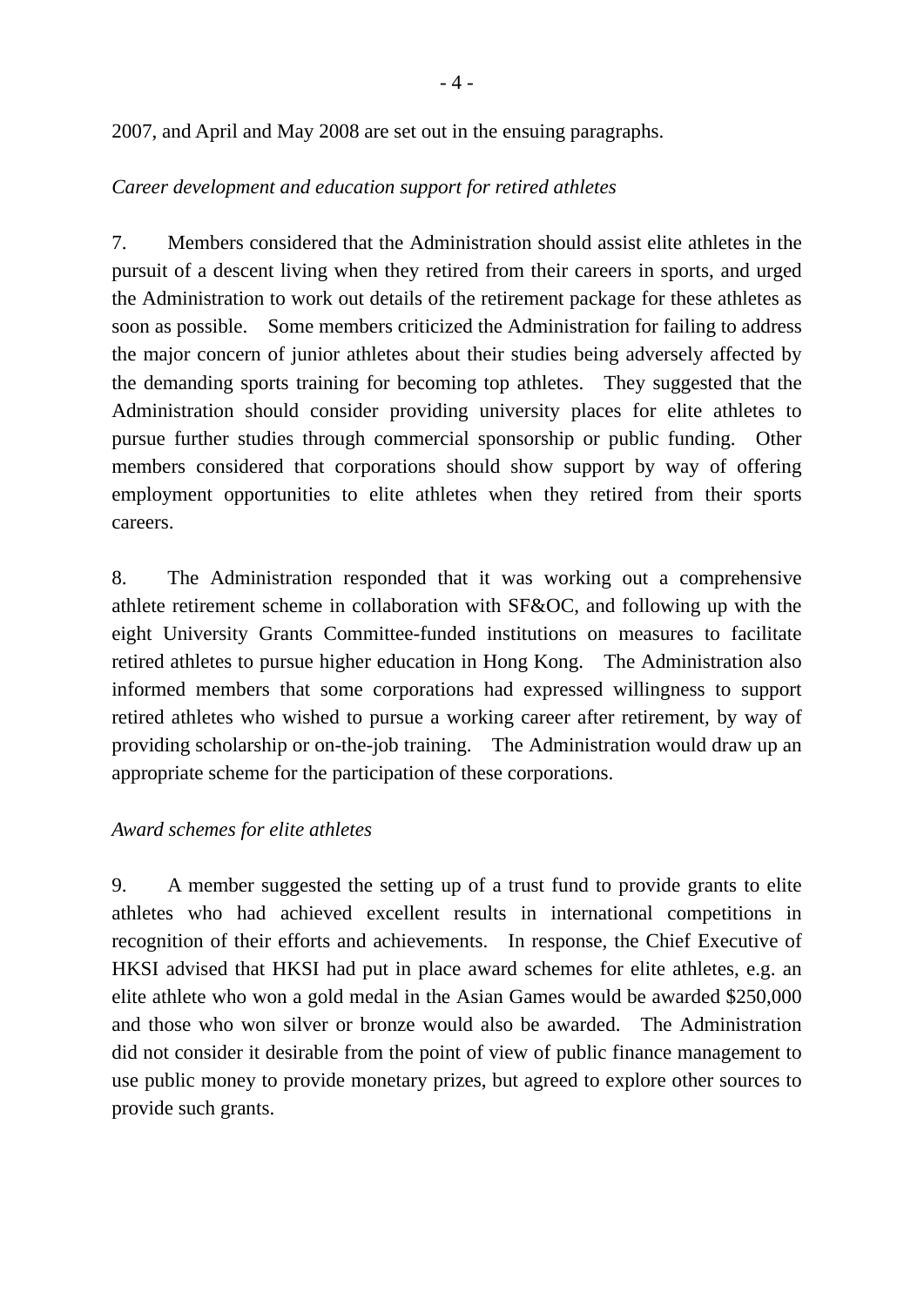2007, and April and May 2008 are set out in the ensuing paragraphs.

*Career development and education support for retired athletes*

7. Members considered that the Administration should assist elite athletes in the pursuit of a descent living when they retired from their careers in sports, and urged the Administration to work out details of the retirement package for these athletes as soon as possible. Some members criticized the Administration for failing to address the major concern of junior athletes about their studies being adversely affected by the demanding sports training for becoming top athletes. They suggested that the Administration should consider providing university places for elite athletes to pursue further studies through commercial sponsorship or public funding. Other members considered that corporations should show support by way of offering employment opportunities to elite athletes when they retired from their sports careers.

8. The Administration responded that it was working out a comprehensive athlete retirement scheme in collaboration with SF&OC, and following up with the eight University Grants Committee-funded institutions on measures to facilitate retired athletes to pursue higher education in Hong Kong. The Administration also informed members that some corporations had expressed willingness to support retired athletes who wished to pursue a working career after retirement, by way of providing scholarship or on-the-job training. The Administration would draw up an appropriate scheme for the participation of these corporations.

*Award schemes for elite athletes*

9. A member suggested the setting up of a trust fund to provide grants to elite athletes who had achieved excellent results in international competitions in recognition of their efforts and achievements. In response, the Chief Executive of HKSI advised that HKSI had put in place award schemes for elite athletes, e.g. an elite athlete who won a gold medal in the Asian Games would be awarded $250,000 and those who won silver or bronze would also be awarded. The Administration did not consider it desirable from the point of view of public finance management to use public money to provide monetary prizes, but agreed to explore other sources to provide such grants.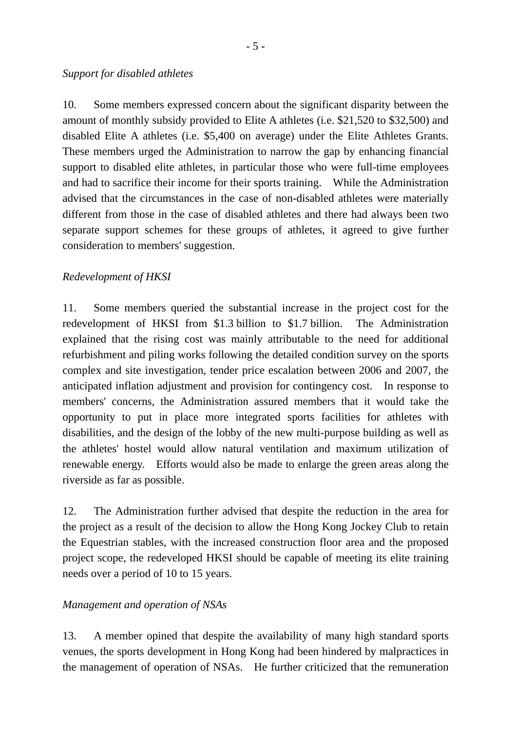*Support for disabled athletes*

10. Some members expressed concern about the significant disparity between the amount of monthly subsidy provided to Elite A athletes (i.e. $21,520 to $32,500) and disabled Elite A athletes (i.e. $5,400 on average) under the Elite Athletes Grants. These members urged the Administration to narrow the gap by enhancing financial support to disabled elite athletes, in particular those who were full-time employees and had to sacrifice their income for their sports training. While the Administration advised that the circumstances in the case of non-disabled athletes were materially different from those in the case of disabled athletes and there had always been two separate support schemes for these groups of athletes, it agreed to give further consideration to members' suggestion.

*Redevelopment of HKSI*

11. Some members queried the substantial increase in the project cost for the redevelopment of HKSI from $1.3 billion to $1.7 billion. The Administration explained that the rising cost was mainly attributable to the need for additional refurbishment and piling works following the detailed condition survey on the sports complex and site investigation, tender price escalation between 2006 and 2007, the anticipated inflation adjustment and provision for contingency cost. In response to members' concerns, the Administration assured members that it would take the opportunity to put in place more integrated sports facilities for athletes with disabilities, and the design of the lobby of the new multi-purpose building as well as the athletes' hostel would allow natural ventilation and maximum utilization of renewable energy. Efforts would also be made to enlarge the green areas along the riverside as far as possible.

12. The Administration further advised that despite the reduction in the area for the project as a result of the decision to allow the Hong Kong Jockey Club to retain the Equestrian stables, with the increased construction floor area and the proposed project scope, the redeveloped HKSI should be capable of meeting its elite training needs over a period of 10 to 15 years.

*Management and operation of NSAs*

13. A member opined that despite the availability of many high standard sports venues, the sports development in Hong Kong had been hindered by malpractices in the management of operation of NSAs. He further criticized that the remuneration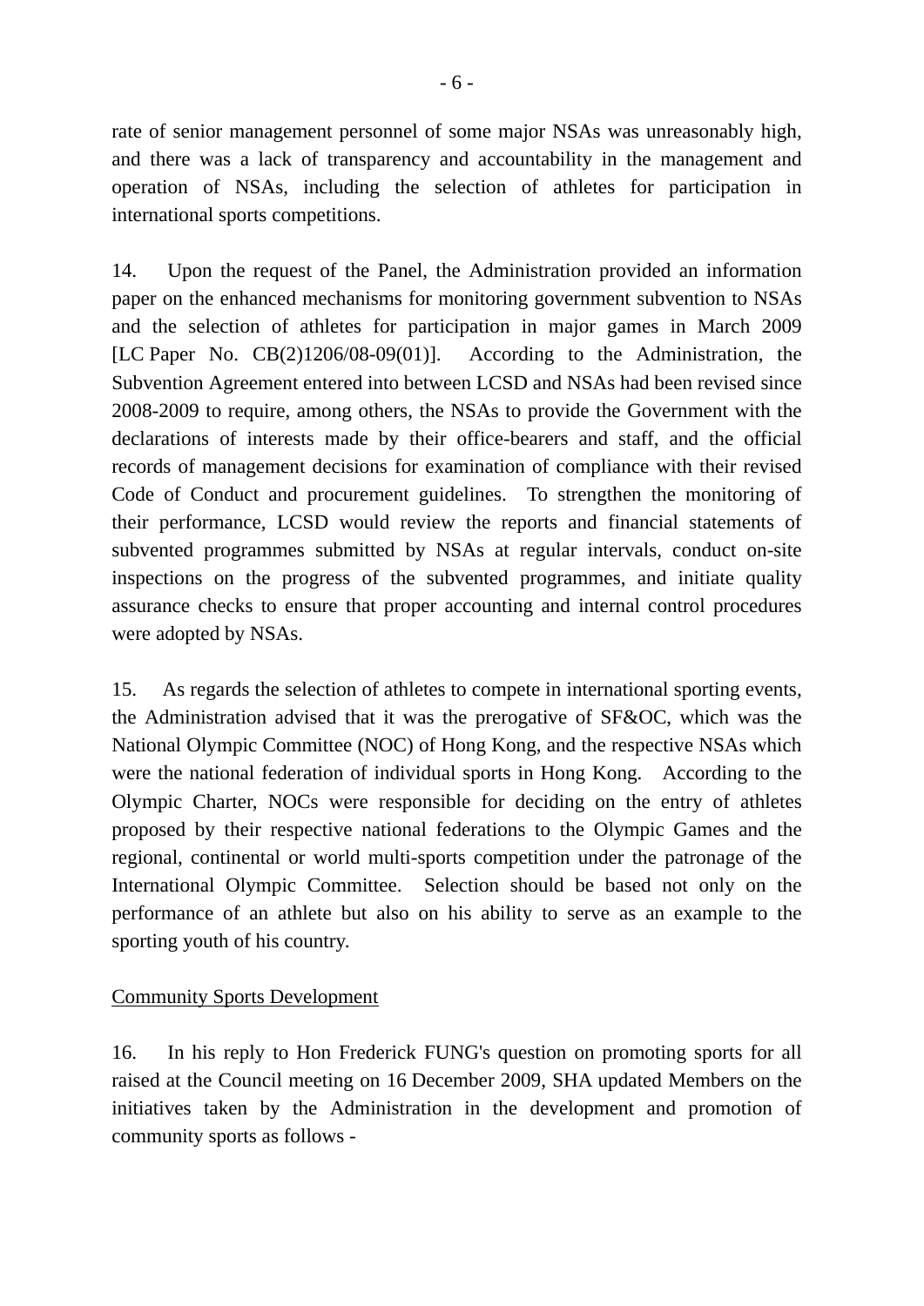rate of senior management personnel of some major NSAs was unreasonably high, and there was a lack of transparency and accountability in the management and operation of NSAs, including the selection of athletes for participation in international sports competitions.

14. Upon the request of the Panel, the Administration provided an information paper on the enhanced mechanisms for monitoring government subvention to NSAs and the selection of athletes for participation in major games in March 2009 [LC Paper No. CB(2)1206/08-09(01)]. According to the Administration, the Subvention Agreement entered into between LCSD and NSAs had been revised since 2008-2009 to require, among others, the NSAs to provide the Government with the declarations of interests made by their office-bearers and staff, and the official records of management decisions for examination of compliance with their revised Code of Conduct and procurement guidelines. To strengthen the monitoring of their performance, LCSD would review the reports and financial statements of subvented programmes submitted by NSAs at regular intervals, conduct on-site inspections on the progress of the subvented programmes, and initiate quality assurance checks to ensure that proper accounting and internal control procedures were adopted by NSAs.

15. As regards the selection of athletes to compete in international sporting events, the Administration advised that it was the prerogative of SF&OC, which was the National Olympic Committee (NOC) of Hong Kong, and the respective NSAs which were the national federation of individual sports in Hong Kong. According to the Olympic Charter, NOCs were responsible for deciding on the entry of athletes proposed by their respective national federations to the Olympic Games and the regional, continental or world multi-sports competition under the patronage of the International Olympic Committee. Selection should be based not only on the performance of an athlete but also on his ability to serve as an example to the sporting youth of his country.

<u>Community Sports Development</u>

16. In his reply to Hon Frederick FUNG's question on promoting sports for all raised at the Council meeting on 16 December 2009, SHA updated Members on the initiatives taken by the Administration in the development and promotion of community sports as follows -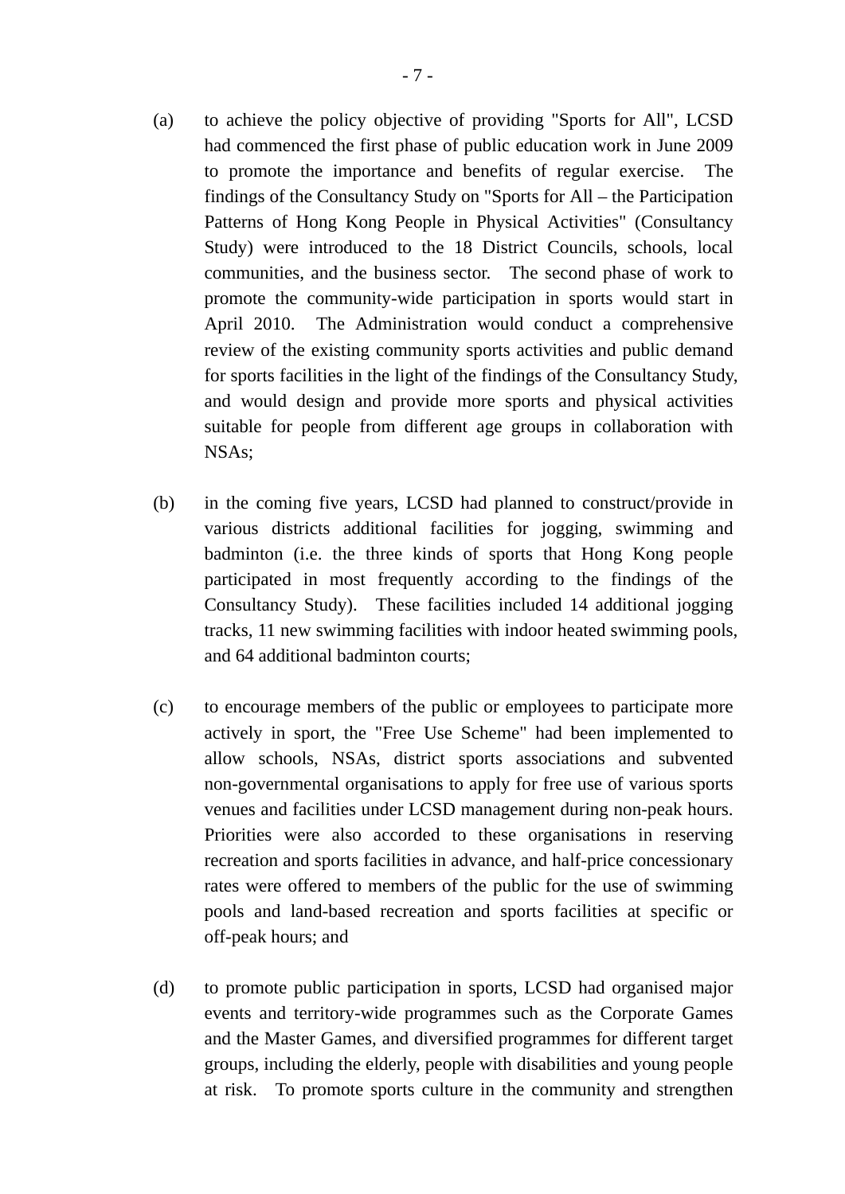(a) to achieve the policy objective of providing "Sports for All", LCSD had commenced the first phase of public education work in June 2009 to promote the importance and benefits of regular exercise. The findings of the Consultancy Study on "Sports for All – the Participation Patterns of Hong Kong People in Physical Activities" (Consultancy Study) were introduced to the 18 District Councils, schools, local communities, and the business sector. The second phase of work to promote the community-wide participation in sports would start in April 2010. The Administration would conduct a comprehensive review of the existing community sports activities and public demand for sports facilities in the light of the findings of the Consultancy Study, and would design and provide more sports and physical activities suitable for people from different age groups in collaboration with NSAs;

(b) in the coming five years, LCSD had planned to construct/provide in various districts additional facilities for jogging, swimming and badminton (i.e. the three kinds of sports that Hong Kong people participated in most frequently according to the findings of the Consultancy Study). These facilities included 14 additional jogging tracks, 11 new swimming facilities with indoor heated swimming pools, and 64 additional badminton courts;

(c) to encourage members of the public or employees to participate more actively in sport, the "Free Use Scheme" had been implemented to allow schools, NSAs, district sports associations and subvented non-governmental organisations to apply for free use of various sports venues and facilities under LCSD management during non-peak hours. Priorities were also accorded to these organisations in reserving recreation and sports facilities in advance, and half-price concessionary rates were offered to members of the public for the use of swimming pools and land-based recreation and sports facilities at specific or off-peak hours; and

(d) to promote public participation in sports, LCSD had organised major events and territory-wide programmes such as the Corporate Games and the Master Games, and diversified programmes for different target groups, including the elderly, people with disabilities and young people at risk. To promote sports culture in the community and strengthen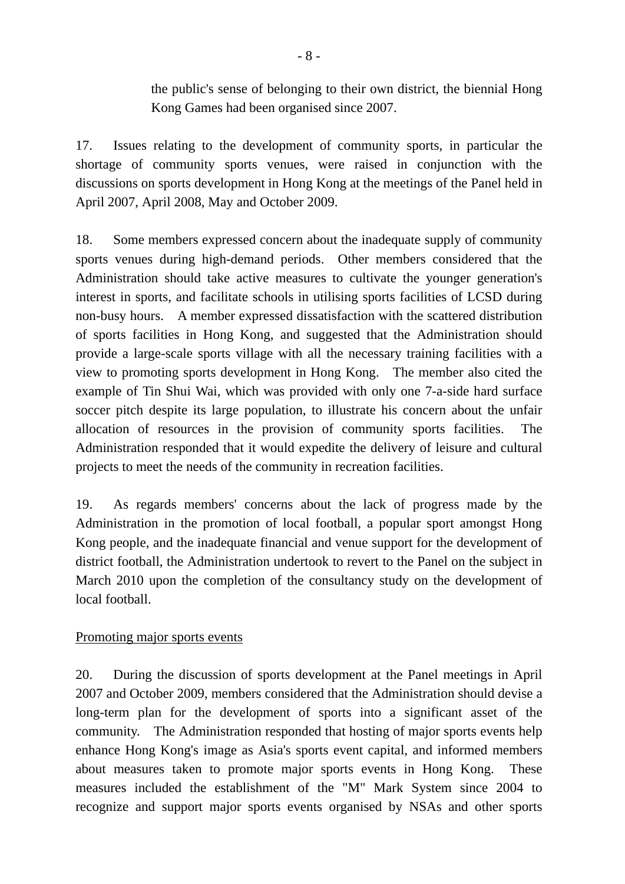the public's sense of belonging to their own district, the biennial Hong Kong Games had been organised since 2007.

17. Issues relating to the development of community sports, in particular the shortage of community sports venues, were raised in conjunction with the discussions on sports development in Hong Kong at the meetings of the Panel held in April 2007, April 2008, May and October 2009.

18. Some members expressed concern about the inadequate supply of community sports venues during high-demand periods. Other members considered that the Administration should take active measures to cultivate the younger generation's interest in sports, and facilitate schools in utilising sports facilities of LCSD during non-busy hours. A member expressed dissatisfaction with the scattered distribution of sports facilities in Hong Kong, and suggested that the Administration should provide a large-scale sports village with all the necessary training facilities with a view to promoting sports development in Hong Kong. The member also cited the example of Tin Shui Wai, which was provided with only one 7-a-side hard surface soccer pitch despite its large population, to illustrate his concern about the unfair allocation of resources in the provision of community sports facilities. The Administration responded that it would expedite the delivery of leisure and cultural projects to meet the needs of the community in recreation facilities.

19. As regards members' concerns about the lack of progress made by the Administration in the promotion of local football, a popular sport amongst Hong Kong people, and the inadequate financial and venue support for the development of district football, the Administration undertook to revert to the Panel on the subject in March 2010 upon the completion of the consultancy study on the development of local football.

Promoting major sports events

20. During the discussion of sports development at the Panel meetings in April 2007 and October 2009, members considered that the Administration should devise a long-term plan for the development of sports into a significant asset of the community. The Administration responded that hosting of major sports events help enhance Hong Kong's image as Asia's sports event capital, and informed members about measures taken to promote major sports events in Hong Kong. These measures included the establishment of the "M" Mark System since 2004 to recognize and support major sports events organised by NSAs and other sports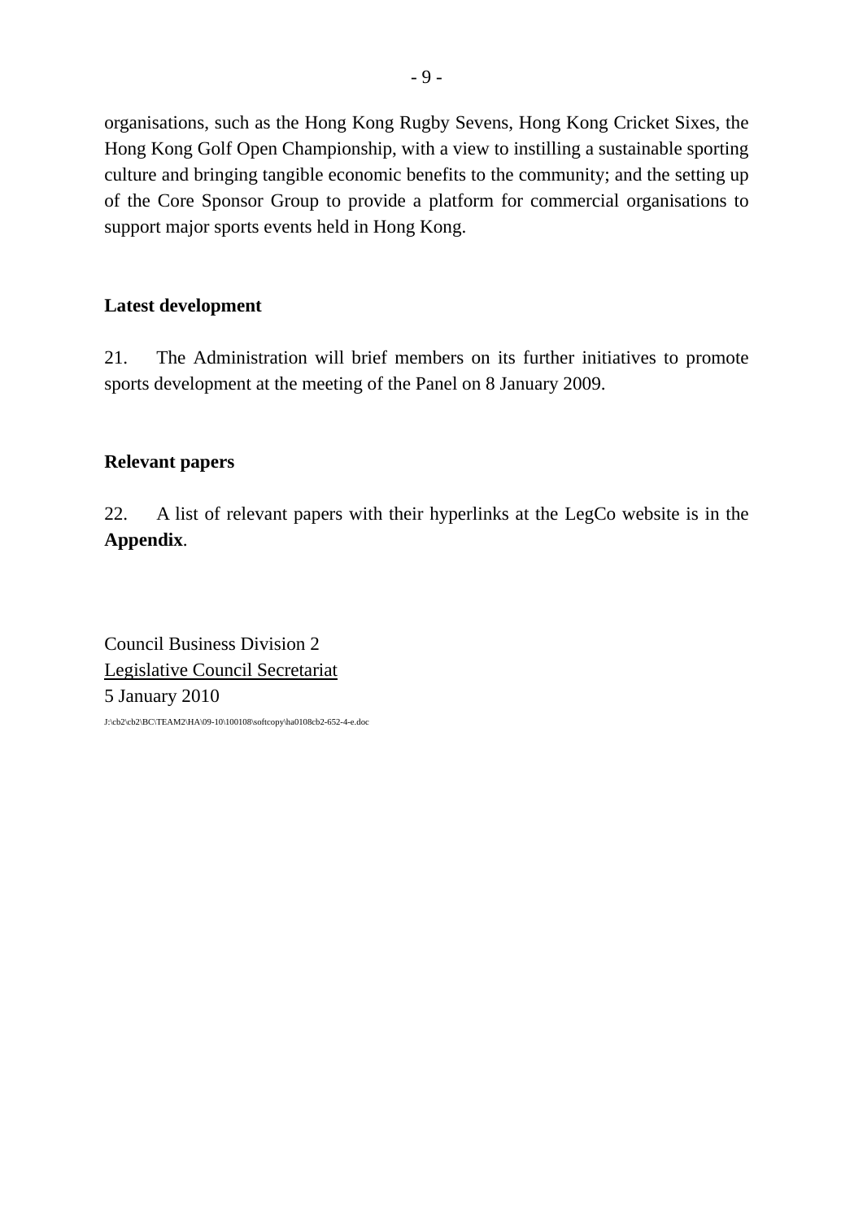organisations, such as the Hong Kong Rugby Sevens, Hong Kong Cricket Sixes, the Hong Kong Golf Open Championship, with a view to instilling a sustainable sporting culture and bringing tangible economic benefits to the community; and the setting up of the Core Sponsor Group to provide a platform for commercial organisations to support major sports events held in Hong Kong.

**Latest development**

21. The Administration will brief members on its further initiatives to promote sports development at the meeting of the Panel on 8 January 2009.

**Relevant papers**

22. A list of relevant papers with their hyperlinks at the LegCo website is in the **Appendix**.

Council Business Division 2
Legislative Council Secretariat
5 January 2010

J:\cb2\cb2\BC\TEAM2\HA\09-10\100108\softcopy\ha0108cb2-652-4-e.doc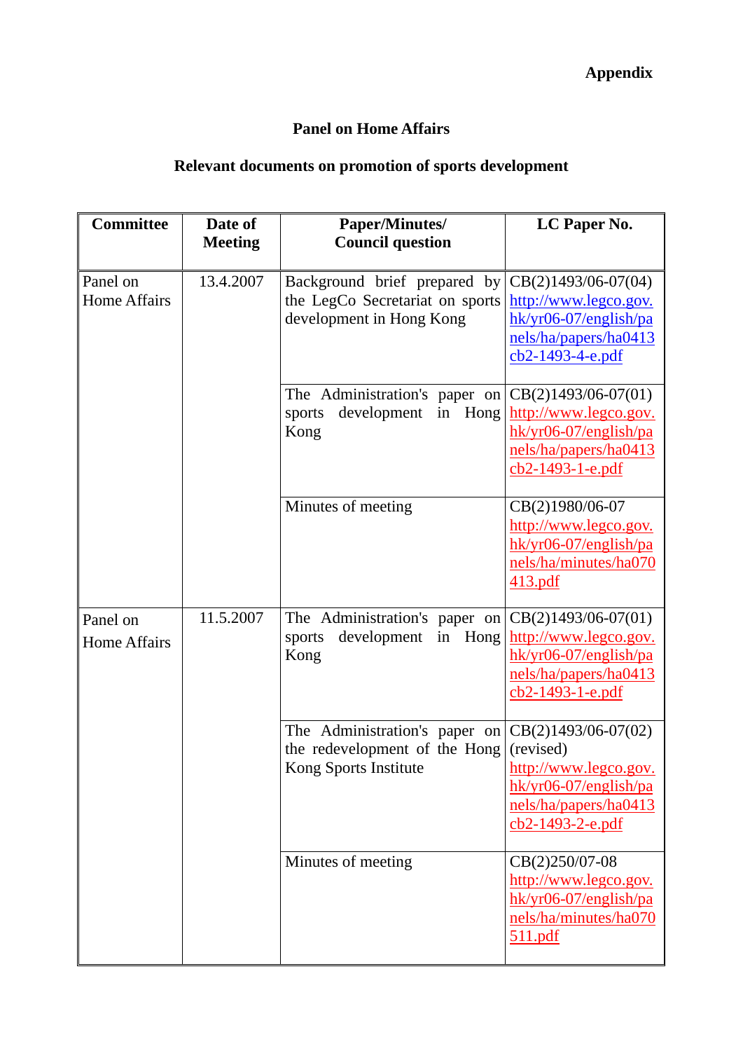**Appendix**

## Panel on Home Affairs

## Relevant documents on promotion of sports development

| Committee | Date of Meeting | Paper/Minutes/ Council question | LC Paper No. |
|---|---|---|---|
| Panel on Home Affairs | 13.4.2007 | Background brief prepared by the LegCo Secretariat on sports development in Hong Kong | CB(2)1493/06-07(04) http://www.legco.gov.hk/yr06-07/english/panels/ha/papers/ha0413cb2-1493-4-e.pdf |
| | | The Administration's paper on sports development in Hong Kong | CB(2)1493/06-07(01) http://www.legco.gov.hk/yr06-07/english/panels/ha/papers/ha0413cb2-1493-1-e.pdf |
| | | Minutes of meeting | CB(2)1980/06-07 http://www.legco.gov.hk/yr06-07/english/panels/ha/minutes/ha070413.pdf |
| Panel on Home Affairs | 11.5.2007 | The Administration's paper on sports development in Hong Kong | CB(2)1493/06-07(01) http://www.legco.gov.hk/yr06-07/english/panels/ha/papers/ha0413cb2-1493-1-e.pdf |
| | | The Administration's paper on the redevelopment of the Hong Kong Sports Institute | CB(2)1493/06-07(02) (revised) http://www.legco.gov.hk/yr06-07/english/panels/ha/papers/ha0413cb2-1493-2-e.pdf |
| | | Minutes of meeting | CB(2)250/07-08 http://www.legco.gov.hk/yr06-07/english/panels/ha/minutes/ha070511.pdf |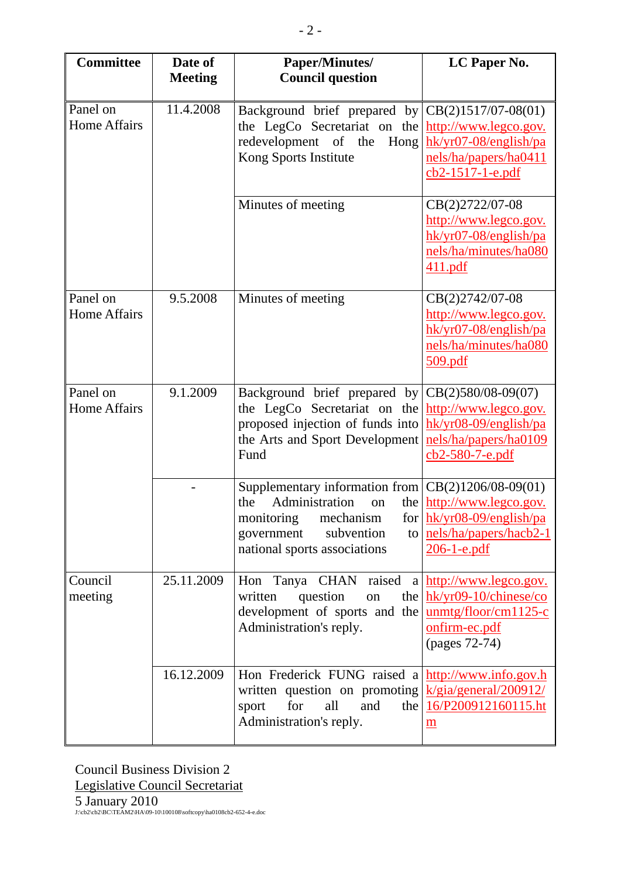| Committee | Date of Meeting | Paper/Minutes/ Council question | LC Paper No. |
|---|---|---|---|
| Panel on Home Affairs | 11.4.2008 | Background brief prepared by the LegCo Secretariat on the redevelopment of the Hong Kong Sports Institute | CB(2)1517/07-08(01) http://www.legco.gov.hk/yr07-08/english/panels/ha/papers/ha0411cb2-1517-1-e.pdf |
| | | Minutes of meeting | CB(2)2722/07-08 http://www.legco.gov.hk/yr07-08/english/panels/ha/minutes/ha080411.pdf |
| Panel on Home Affairs | 9.5.2008 | Minutes of meeting | CB(2)2742/07-08 http://www.legco.gov.hk/yr07-08/english/panels/ha/minutes/ha080509.pdf |
| Panel on Home Affairs | 9.1.2009 | Background brief prepared by the LegCo Secretariat on the proposed injection of funds into the Arts and Sport Development Fund | CB(2)580/08-09(07) http://www.legco.gov.hk/yr08-09/english/panels/ha/papers/ha0109cb2-580-7-e.pdf |
| | - | Supplementary information from the Administration on the monitoring mechanism for government subvention to national sports associations | CB(2)1206/08-09(01) http://www.legco.gov.hk/yr08-09/english/panels/ha/papers/hacb2-1206-1-e.pdf |
| Council meeting | 25.11.2009 | Hon Tanya CHAN raised a written question on the development of sports and the Administration's reply. | http://www.legco.gov.hk/yr09-10/chinese/counmtg/floor/cm1125-confirm-ec.pdf (pages 72-74) |
| | 16.12.2009 | Hon Frederick FUNG raised a written question on promoting sport for all and the Administration's reply. | http://www.info.gov.hk/gia/general/200912/16/P200912160115.htm |

Council Business Division 2
Legislative Council Secretariat
5 January 2010